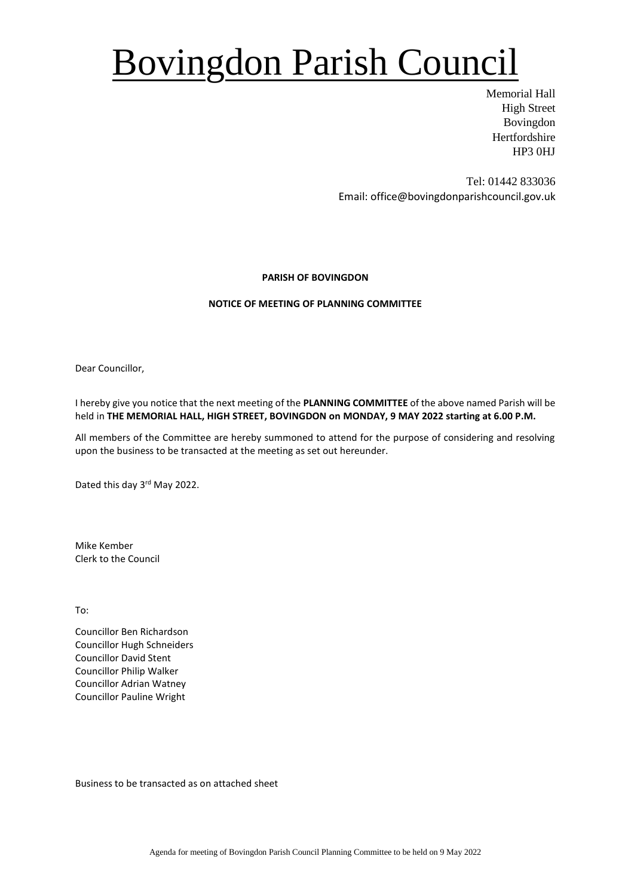# Bovingdon Parish Council

Memorial Hall
High Street
Bovingdon
Hertfordshire
HP3 0HJ

Tel: 01442 833036
Email: office@bovingdonparishcouncil.gov.uk

**PARISH OF BOVINGDON**

**NOTICE OF MEETING OF PLANNING COMMITTEE**

Dear Councillor,

I hereby give you notice that the next meeting of the **PLANNING COMMITTEE** of the above named Parish will be held in **THE MEMORIAL HALL, HIGH STREET, BOVINGDON on MONDAY, 9 MAY 2022 starting at 6.00 P.M.**

All members of the Committee are hereby summoned to attend for the purpose of considering and resolving upon the business to be transacted at the meeting as set out hereunder.

Dated this day 3rd May 2022.

Mike Kember
Clerk to the Council

To:

Councillor Ben Richardson
Councillor Hugh Schneiders
Councillor David Stent
Councillor Philip Walker
Councillor Adrian Watney
Councillor Pauline Wright

Business to be transacted as on attached sheet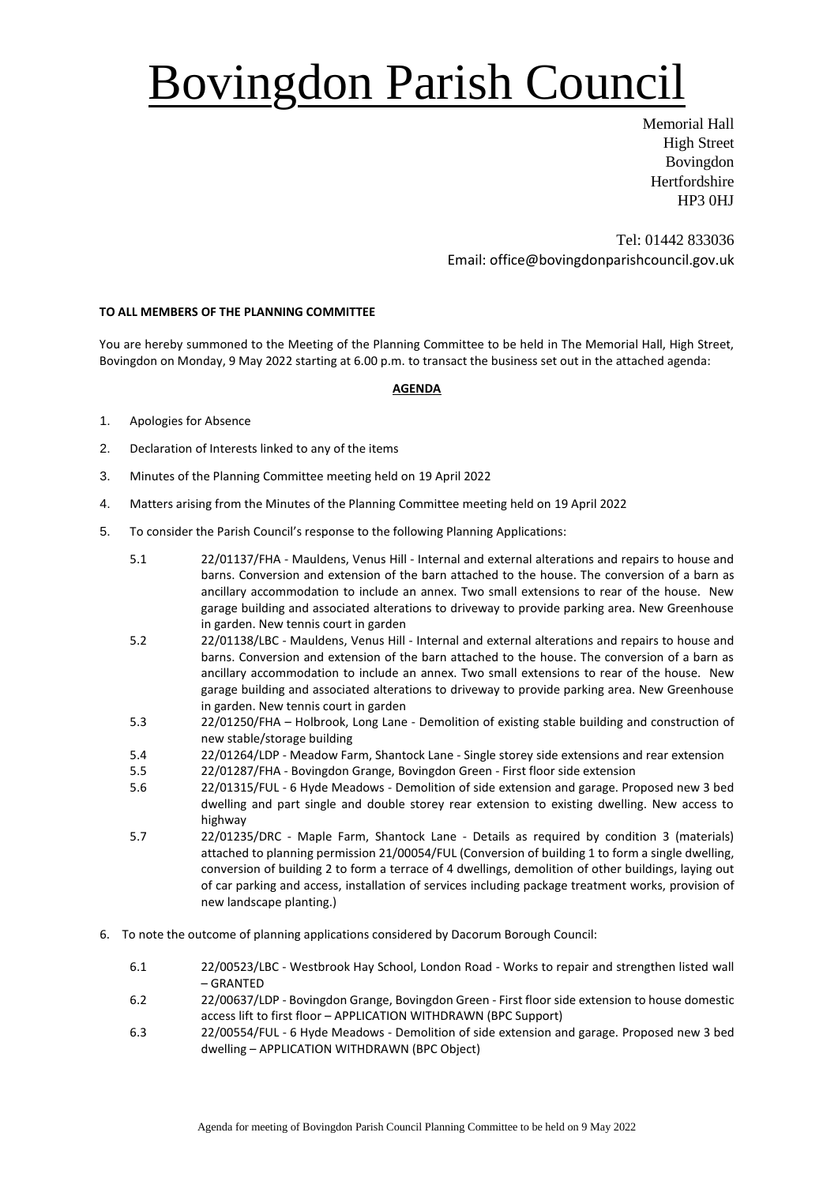// Bovingdon Parish Council

Memorial Hall
High Street
Bovingdon
Hertfordshire
HP3 0HJ

Tel: 01442 833036
Email: office@bovingdonparishcouncil.gov.uk

**TO ALL MEMBERS OF THE PLANNING COMMITTEE**

You are hereby summoned to the Meeting of the Planning Committee to be held in The Memorial Hall, High Street, Bovingdon on Monday, 9 May 2022 starting at 6.00 p.m. to transact the business set out in the attached agenda:

**AGENDA**

1. Apologies for Absence
2. Declaration of Interests linked to any of the items
3. Minutes of the Planning Committee meeting held on 19 April 2022
4. Matters arising from the Minutes of the Planning Committee meeting held on 19 April 2022
5. To consider the Parish Council's response to the following Planning Applications:

   5.1 22/01137/FHA - Mauldens, Venus Hill - Internal and external alterations and repairs to house and barns. Conversion and extension of the barn attached to the house. The conversion of a barn as ancillary accommodation to include an annex. Two small extensions to rear of the house. New garage building and associated alterations to driveway to provide parking area. New Greenhouse in garden. New tennis court in garden

   5.2 22/01138/LBC - Mauldens, Venus Hill - Internal and external alterations and repairs to house and barns. Conversion and extension of the barn attached to the house. The conversion of a barn as ancillary accommodation to include an annex. Two small extensions to rear of the house. New garage building and associated alterations to driveway to provide parking area. New Greenhouse in garden. New tennis court in garden

   5.3 22/01250/FHA – Holbrook, Long Lane - Demolition of existing stable building and construction of new stable/storage building

   5.4 22/01264/LDP - Meadow Farm, Shantock Lane - Single storey side extensions and rear extension

   5.5 22/01287/FHA - Bovingdon Grange, Bovingdon Green - First floor side extension

   5.6 22/01315/FUL - 6 Hyde Meadows - Demolition of side extension and garage. Proposed new 3 bed dwelling and part single and double storey rear extension to existing dwelling. New access to highway

   5.7 22/01235/DRC - Maple Farm, Shantock Lane - Details as required by condition 3 (materials) attached to planning permission 21/00054/FUL (Conversion of building 1 to form a single dwelling, conversion of building 2 to form a terrace of 4 dwellings, demolition of other buildings, laying out of car parking and access, installation of services including package treatment works, provision of new landscape planting.)

6. To note the outcome of planning applications considered by Dacorum Borough Council:

   6.1 22/00523/LBC - Westbrook Hay School, London Road - Works to repair and strengthen listed wall – GRANTED

   6.2 22/00637/LDP - Bovingdon Grange, Bovingdon Green - First floor side extension to house domestic access lift to first floor – APPLICATION WITHDRAWN (BPC Support)

   6.3 22/00554/FUL - 6 Hyde Meadows - Demolition of side extension and garage. Proposed new 3 bed dwelling – APPLICATION WITHDRAWN (BPC Object)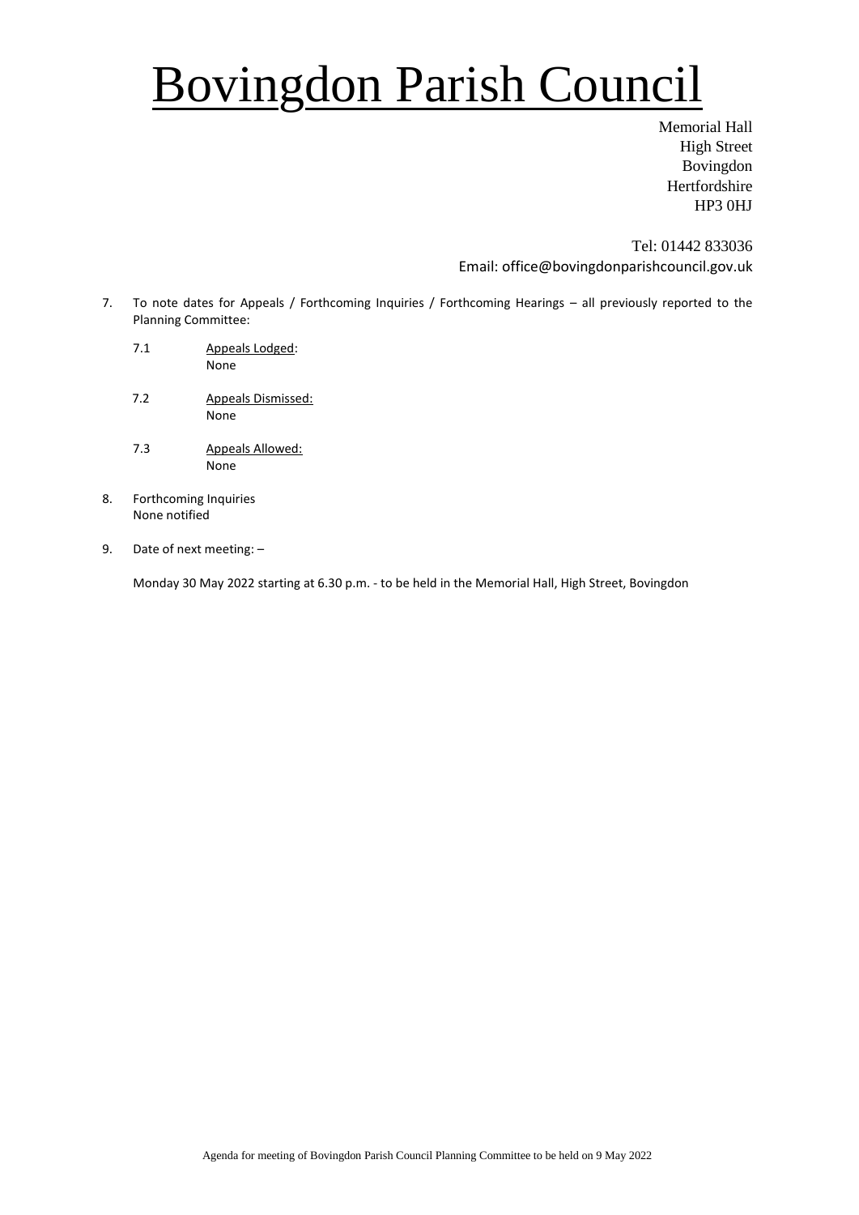# Bovingdon Parish Council

Memorial Hall
High Street
Bovingdon
Hertfordshire
HP3 0HJ

Tel: 01442 833036
Email: office@bovingdonparishcouncil.gov.uk

7. To note dates for Appeals / Forthcoming Inquiries / Forthcoming Hearings – all previously reported to the Planning Committee:

   7.1 Appeals Lodged:
   None

   7.2 Appeals Dismissed:
   None

   7.3 Appeals Allowed:
   None

8. Forthcoming Inquiries
   None notified

9. Date of next meeting: –

   Monday 30 May 2022 starting at 6.30 p.m. - to be held in the Memorial Hall, High Street, Bovingdon